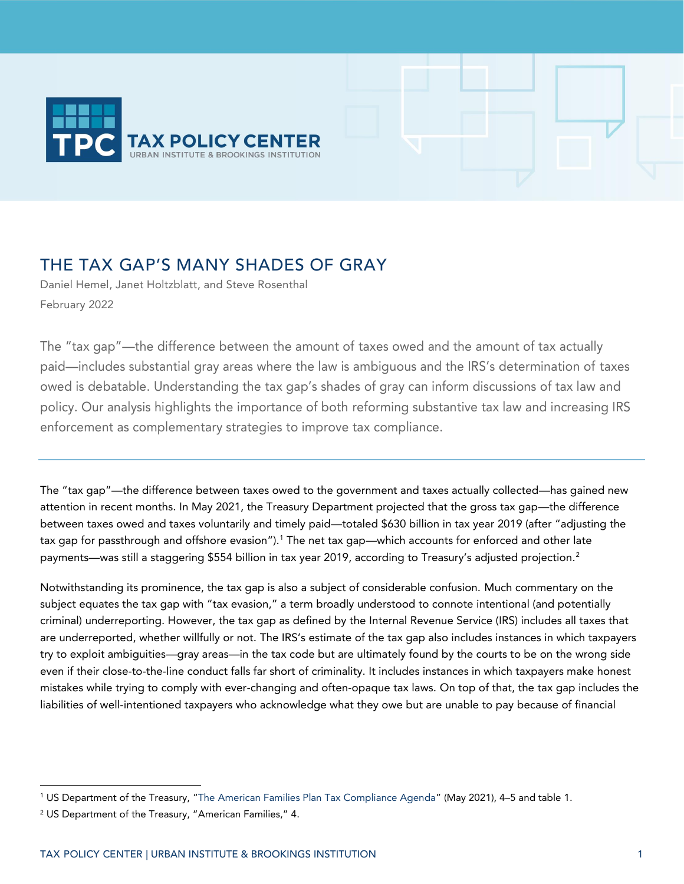# THE TAX GAP'S MANY SHADES OF GRAY

Daniel Hemel, Janet Holtzblatt, and Steve Rosenthal

February 2022

The "tax gap"—the difference between the amount of taxes owed and the amount of tax actually paid—includes substantial gray areas where the law is ambiguous and the IRS's determination of taxes owed is debatable. Understanding the tax gap's shades of gray can inform discussions of tax law and policy. Our analysis highlights the importance of both reforming substantive tax law and increasing IRS enforcement as complementary strategies to improve tax compliance.

---

The "tax gap"—the difference between taxes owed to the government and taxes actually collected—has gained new attention in recent months. In May 2021, the Treasury Department projected that the gross tax gap—the difference between taxes owed and taxes voluntarily and timely paid—totaled $630 billion in tax year 2019 (after "adjusting the tax gap for passthrough and offshore evasion").[1] The net tax gap—which accounts for enforced and other late payments—was still a staggering $554 billion in tax year 2019, according to Treasury's adjusted projection.[2]

Notwithstanding its prominence, the tax gap is also a subject of considerable confusion. Much commentary on the subject equates the tax gap with "tax evasion," a term broadly understood to connote intentional (and potentially criminal) underreporting. However, the tax gap as defined by the Internal Revenue Service (IRS) includes all taxes that are underreported, whether willfully or not. The IRS's estimate of the tax gap also includes instances in which taxpayers try to exploit ambiguities—gray areas—in the tax code but are ultimately found by the courts to be on the wrong side even if their close-to-the-line conduct falls far short of criminality. It includes instances in which taxpayers make honest mistakes while trying to comply with ever-changing and often-opaque tax laws. On top of that, the tax gap includes the liabilities of well-intentioned taxpayers who acknowledge what they owe but are unable to pay because of financial

[1] US Department of the Treasury, "The American Families Plan Tax Compliance Agenda" (May 2021), 4–5 and table 1.

[2] US Department of the Treasury, "American Families," 4.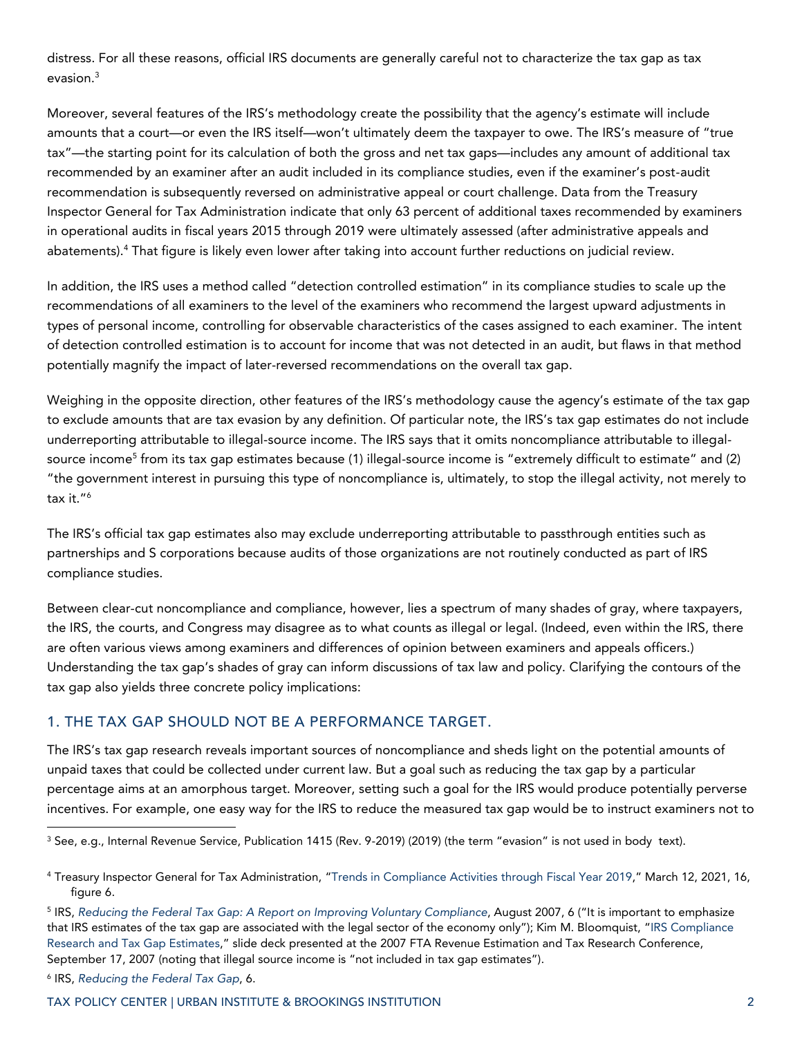distress. For all these reasons, official IRS documents are generally careful not to characterize the tax gap as tax evasion.[3]

Moreover, several features of the IRS's methodology create the possibility that the agency's estimate will include amounts that a court—or even the IRS itself—won't ultimately deem the taxpayer to owe. The IRS's measure of "true tax"—the starting point for its calculation of both the gross and net tax gaps—includes any amount of additional tax recommended by an examiner after an audit included in its compliance studies, even if the examiner's post-audit recommendation is subsequently reversed on administrative appeal or court challenge. Data from the Treasury Inspector General for Tax Administration indicate that only 63 percent of additional taxes recommended by examiners in operational audits in fiscal years 2015 through 2019 were ultimately assessed (after administrative appeals and abatements).[4] That figure is likely even lower after taking into account further reductions on judicial review.

In addition, the IRS uses a method called "detection controlled estimation" in its compliance studies to scale up the recommendations of all examiners to the level of the examiners who recommend the largest upward adjustments in types of personal income, controlling for observable characteristics of the cases assigned to each examiner. The intent of detection controlled estimation is to account for income that was not detected in an audit, but flaws in that method potentially magnify the impact of later-reversed recommendations on the overall tax gap.

Weighing in the opposite direction, other features of the IRS's methodology cause the agency's estimate of the tax gap to exclude amounts that are tax evasion by any definition. Of particular note, the IRS's tax gap estimates do not include underreporting attributable to illegal-source income. The IRS says that it omits noncompliance attributable to illegal-source income[5] from its tax gap estimates because (1) illegal-source income is "extremely difficult to estimate" and (2) "the government interest in pursuing this type of noncompliance is, ultimately, to stop the illegal activity, not merely to tax it."[6]

The IRS's official tax gap estimates also may exclude underreporting attributable to passthrough entities such as partnerships and S corporations because audits of those organizations are not routinely conducted as part of IRS compliance studies.

Between clear-cut noncompliance and compliance, however, lies a spectrum of many shades of gray, where taxpayers, the IRS, the courts, and Congress may disagree as to what counts as illegal or legal. (Indeed, even within the IRS, there are often various views among examiners and differences of opinion between examiners and appeals officers.) Understanding the tax gap's shades of gray can inform discussions of tax law and policy. Clarifying the contours of the tax gap also yields three concrete policy implications:

## 1. THE TAX GAP SHOULD NOT BE A PERFORMANCE TARGET.

The IRS's tax gap research reveals important sources of noncompliance and sheds light on the potential amounts of unpaid taxes that could be collected under current law. But a goal such as reducing the tax gap by a particular percentage aims at an amorphous target. Moreover, setting such a goal for the IRS would produce potentially perverse incentives. For example, one easy way for the IRS to reduce the measured tax gap would be to instruct examiners not to

---

[3] See, e.g., Internal Revenue Service, Publication 1415 (Rev. 9-2019) (2019) (the term "evasion" is not used in body text).

[4] Treasury Inspector General for Tax Administration, "Trends in Compliance Activities through Fiscal Year 2019," March 12, 2021, 16, figure 6.

[5] IRS, *Reducing the Federal Tax Gap: A Report on Improving Voluntary Compliance*, August 2007, 6 ("It is important to emphasize that IRS estimates of the tax gap are associated with the legal sector of the economy only"); Kim M. Bloomquist, "IRS Compliance Research and Tax Gap Estimates," slide deck presented at the 2007 FTA Revenue Estimation and Tax Research Conference, September 17, 2007 (noting that illegal source income is "not included in tax gap estimates").

[6] IRS, *Reducing the Federal Tax Gap*, 6.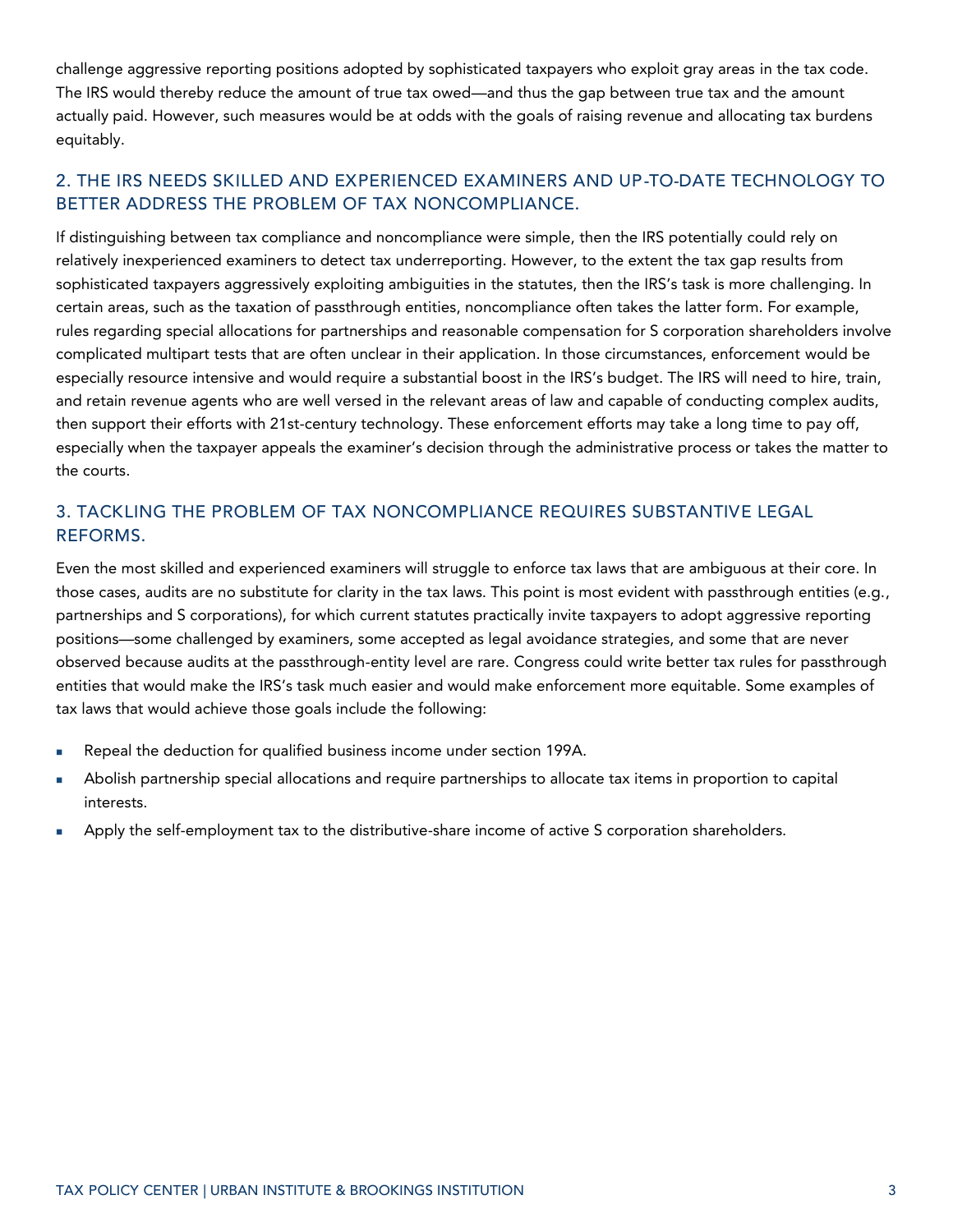challenge aggressive reporting positions adopted by sophisticated taxpayers who exploit gray areas in the tax code. The IRS would thereby reduce the amount of true tax owed—and thus the gap between true tax and the amount actually paid. However, such measures would be at odds with the goals of raising revenue and allocating tax burdens equitably.

## 2. THE IRS NEEDS SKILLED AND EXPERIENCED EXAMINERS AND UP-TO-DATE TECHNOLOGY TO BETTER ADDRESS THE PROBLEM OF TAX NONCOMPLIANCE.

If distinguishing between tax compliance and noncompliance were simple, then the IRS potentially could rely on relatively inexperienced examiners to detect tax underreporting. However, to the extent the tax gap results from sophisticated taxpayers aggressively exploiting ambiguities in the statutes, then the IRS's task is more challenging. In certain areas, such as the taxation of passthrough entities, noncompliance often takes the latter form. For example, rules regarding special allocations for partnerships and reasonable compensation for S corporation shareholders involve complicated multipart tests that are often unclear in their application. In those circumstances, enforcement would be especially resource intensive and would require a substantial boost in the IRS's budget. The IRS will need to hire, train, and retain revenue agents who are well versed in the relevant areas of law and capable of conducting complex audits, then support their efforts with 21st-century technology. These enforcement efforts may take a long time to pay off, especially when the taxpayer appeals the examiner's decision through the administrative process or takes the matter to the courts.

## 3. TACKLING THE PROBLEM OF TAX NONCOMPLIANCE REQUIRES SUBSTANTIVE LEGAL REFORMS.

Even the most skilled and experienced examiners will struggle to enforce tax laws that are ambiguous at their core. In those cases, audits are no substitute for clarity in the tax laws. This point is most evident with passthrough entities (e.g., partnerships and S corporations), for which current statutes practically invite taxpayers to adopt aggressive reporting positions—some challenged by examiners, some accepted as legal avoidance strategies, and some that are never observed because audits at the passthrough-entity level are rare. Congress could write better tax rules for passthrough entities that would make the IRS's task much easier and would make enforcement more equitable. Some examples of tax laws that would achieve those goals include the following:

- Repeal the deduction for qualified business income under section 199A.
- Abolish partnership special allocations and require partnerships to allocate tax items in proportion to capital interests.
- Apply the self-employment tax to the distributive-share income of active S corporation shareholders.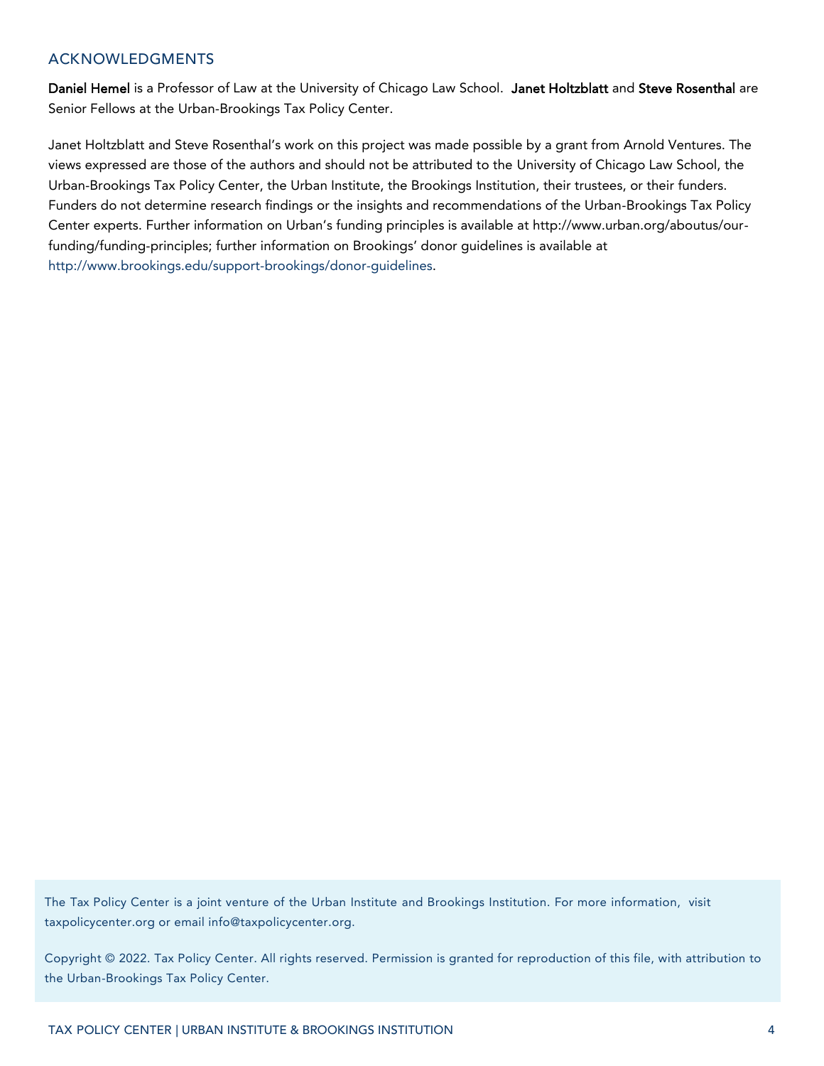## ACKNOWLEDGMENTS

**Daniel Hemel** is a Professor of Law at the University of Chicago Law School. **Janet Holtzblatt** and **Steve Rosenthal** are Senior Fellows at the Urban-Brookings Tax Policy Center.

Janet Holtzblatt and Steve Rosenthal's work on this project was made possible by a grant from Arnold Ventures. The views expressed are those of the authors and should not be attributed to the University of Chicago Law School, the Urban-Brookings Tax Policy Center, the Urban Institute, the Brookings Institution, their trustees, or their funders. Funders do not determine research findings or the insights and recommendations of the Urban-Brookings Tax Policy Center experts. Further information on Urban's funding principles is available at http://www.urban.org/aboutus/our-funding/funding-principles; further information on Brookings' donor guidelines is available at http://www.brookings.edu/support-brookings/donor-guidelines.

The Tax Policy Center is a joint venture of the Urban Institute and Brookings Institution. For more information, visit taxpolicycenter.org or email info@taxpolicycenter.org.

Copyright © 2022. Tax Policy Center. All rights reserved. Permission is granted for reproduction of this file, with attribution to the Urban-Brookings Tax Policy Center.